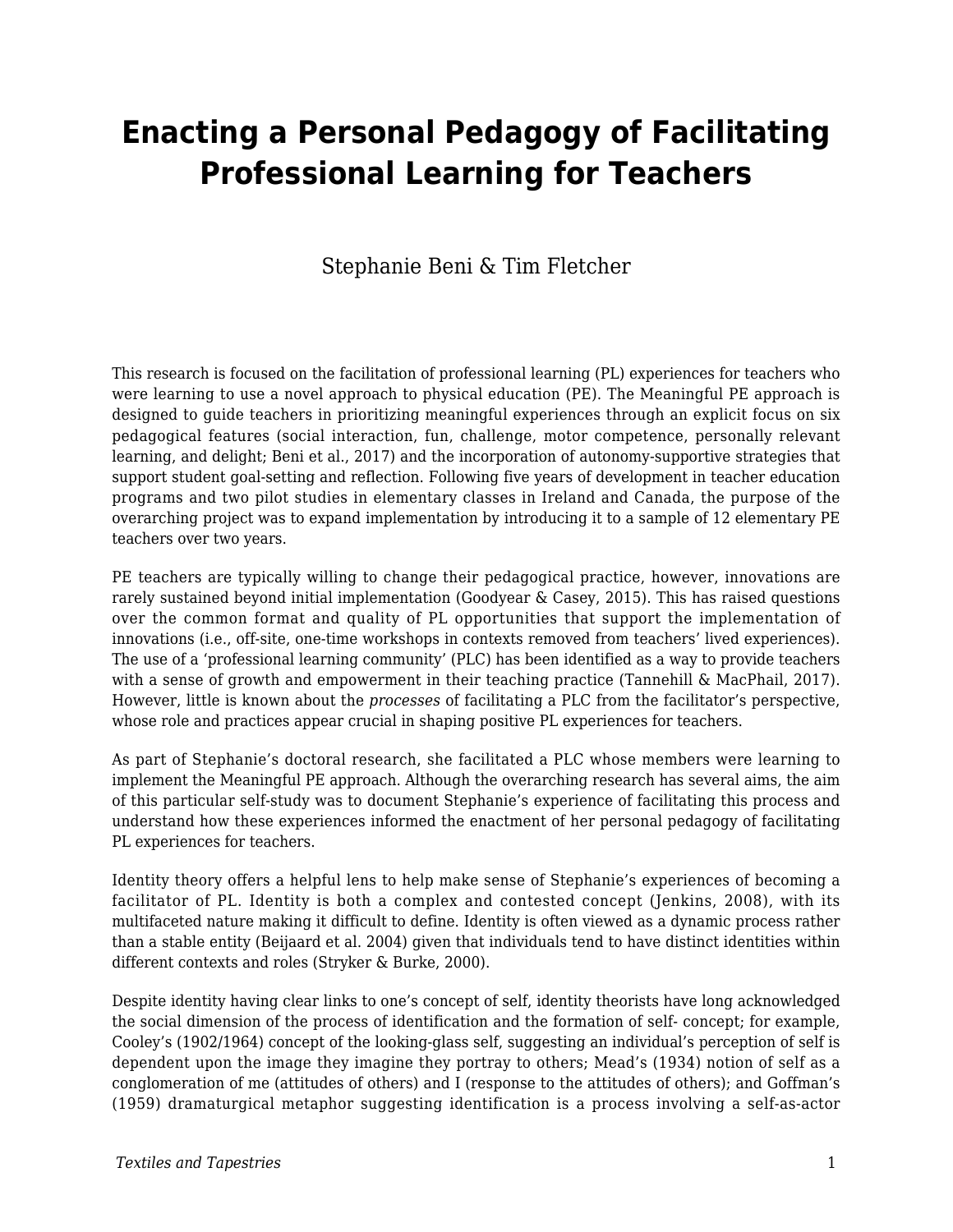# Enacting a Personal Pedagogy of Facilitating Professional Learning for Teachers

Stephanie Beni & Tim Fletcher

This research is focused on the facilitation of professional learning (PL) experiences for teachers who were learning to use a novel approach to physical education (PE). The Meaningful PE approach is designed to guide teachers in prioritizing meaningful experiences through an explicit focus on six pedagogical features (social interaction, fun, challenge, motor competence, personally relevant learning, and delight; Beni et al., 2017) and the incorporation of autonomy-supportive strategies that support student goal-setting and reflection. Following five years of development in teacher education programs and two pilot studies in elementary classes in Ireland and Canada, the purpose of the overarching project was to expand implementation by introducing it to a sample of 12 elementary PE teachers over two years.

PE teachers are typically willing to change their pedagogical practice, however, innovations are rarely sustained beyond initial implementation (Goodyear & Casey, 2015). This has raised questions over the common format and quality of PL opportunities that support the implementation of innovations (i.e., off-site, one-time workshops in contexts removed from teachers' lived experiences). The use of a 'professional learning community' (PLC) has been identified as a way to provide teachers with a sense of growth and empowerment in their teaching practice (Tannehill & MacPhail, 2017). However, little is known about the *processes* of facilitating a PLC from the facilitator's perspective, whose role and practices appear crucial in shaping positive PL experiences for teachers.

As part of Stephanie's doctoral research, she facilitated a PLC whose members were learning to implement the Meaningful PE approach. Although the overarching research has several aims, the aim of this particular self-study was to document Stephanie's experience of facilitating this process and understand how these experiences informed the enactment of her personal pedagogy of facilitating PL experiences for teachers.

Identity theory offers a helpful lens to help make sense of Stephanie's experiences of becoming a facilitator of PL. Identity is both a complex and contested concept (Jenkins, 2008), with its multifaceted nature making it difficult to define. Identity is often viewed as a dynamic process rather than a stable entity (Beijaard et al. 2004) given that individuals tend to have distinct identities within different contexts and roles (Stryker & Burke, 2000).

Despite identity having clear links to one's concept of self, identity theorists have long acknowledged the social dimension of the process of identification and the formation of self- concept; for example, Cooley's (1902/1964) concept of the looking-glass self, suggesting an individual's perception of self is dependent upon the image they imagine they portray to others; Mead's (1934) notion of self as a conglomeration of me (attitudes of others) and I (response to the attitudes of others); and Goffman's (1959) dramaturgical metaphor suggesting identification is a process involving a self-as-actor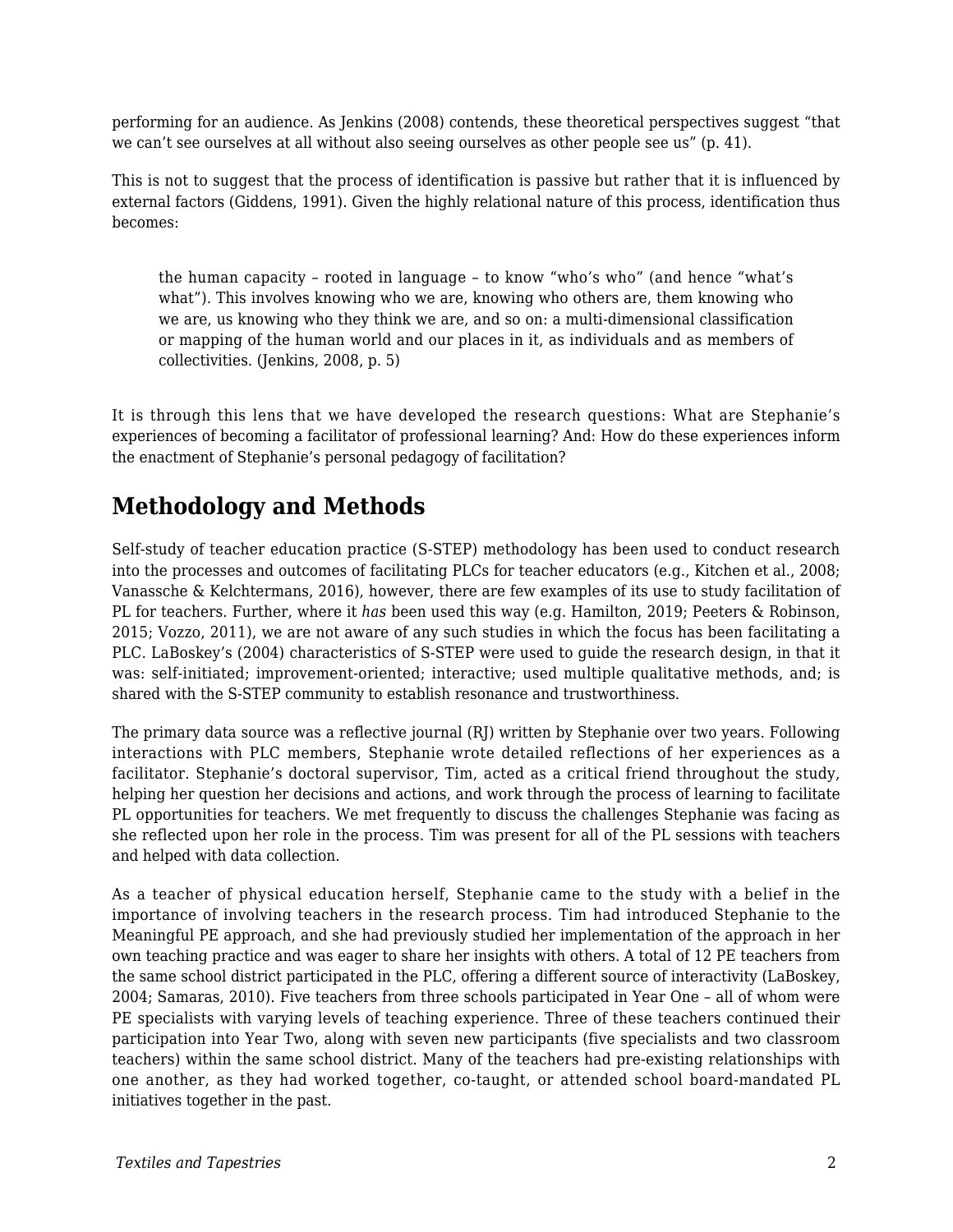performing for an audience. As Jenkins (2008) contends, these theoretical perspectives suggest "that we can't see ourselves at all without also seeing ourselves as other people see us" (p. 41).

This is not to suggest that the process of identification is passive but rather that it is influenced by external factors (Giddens, 1991). Given the highly relational nature of this process, identification thus becomes:

> the human capacity – rooted in language – to know "who's who" (and hence "what's what"). This involves knowing who we are, knowing who others are, them knowing who we are, us knowing who they think we are, and so on: a multi-dimensional classification or mapping of the human world and our places in it, as individuals and as members of collectivities. (Jenkins, 2008, p. 5)

It is through this lens that we have developed the research questions: What are Stephanie's experiences of becoming a facilitator of professional learning? And: How do these experiences inform the enactment of Stephanie's personal pedagogy of facilitation?

## Methodology and Methods

Self-study of teacher education practice (S-STEP) methodology has been used to conduct research into the processes and outcomes of facilitating PLCs for teacher educators (e.g., Kitchen et al., 2008; Vanassche & Kelchtermans, 2016), however, there are few examples of its use to study facilitation of PL for teachers. Further, where it *has* been used this way (e.g. Hamilton, 2019; Peeters & Robinson, 2015; Vozzo, 2011), we are not aware of any such studies in which the focus has been facilitating a PLC. LaBoskey's (2004) characteristics of S-STEP were used to guide the research design, in that it was: self-initiated; improvement-oriented; interactive; used multiple qualitative methods, and; is shared with the S-STEP community to establish resonance and trustworthiness.

The primary data source was a reflective journal (RJ) written by Stephanie over two years. Following interactions with PLC members, Stephanie wrote detailed reflections of her experiences as a facilitator. Stephanie's doctoral supervisor, Tim, acted as a critical friend throughout the study, helping her question her decisions and actions, and work through the process of learning to facilitate PL opportunities for teachers. We met frequently to discuss the challenges Stephanie was facing as she reflected upon her role in the process. Tim was present for all of the PL sessions with teachers and helped with data collection.

As a teacher of physical education herself, Stephanie came to the study with a belief in the importance of involving teachers in the research process. Tim had introduced Stephanie to the Meaningful PE approach, and she had previously studied her implementation of the approach in her own teaching practice and was eager to share her insights with others. A total of 12 PE teachers from the same school district participated in the PLC, offering a different source of interactivity (LaBoskey, 2004; Samaras, 2010). Five teachers from three schools participated in Year One – all of whom were PE specialists with varying levels of teaching experience. Three of these teachers continued their participation into Year Two, along with seven new participants (five specialists and two classroom teachers) within the same school district. Many of the teachers had pre-existing relationships with one another, as they had worked together, co-taught, or attended school board-mandated PL initiatives together in the past.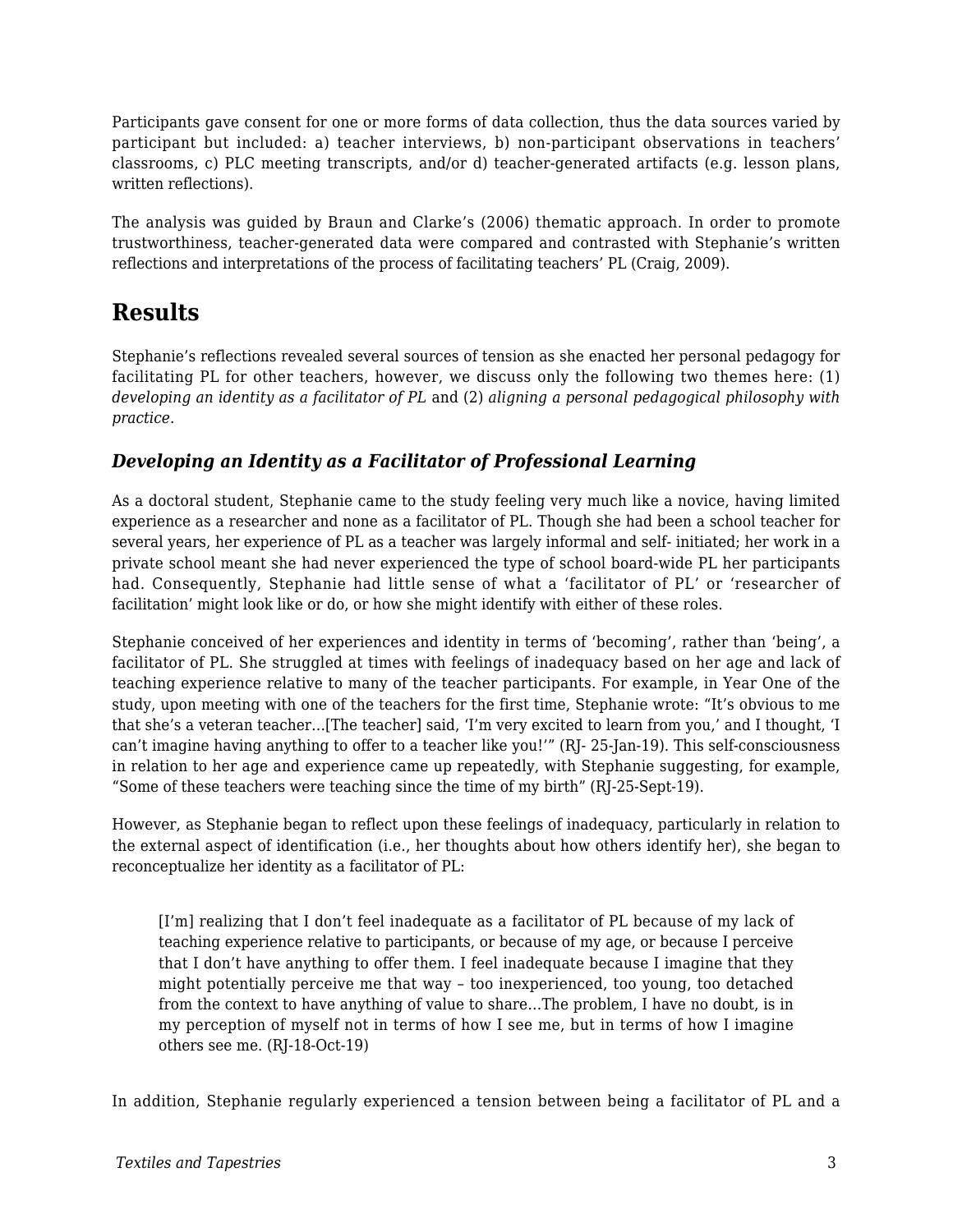Participants gave consent for one or more forms of data collection, thus the data sources varied by participant but included: a) teacher interviews, b) non-participant observations in teachers' classrooms, c) PLC meeting transcripts, and/or d) teacher-generated artifacts (e.g. lesson plans, written reflections).

The analysis was guided by Braun and Clarke's (2006) thematic approach. In order to promote trustworthiness, teacher-generated data were compared and contrasted with Stephanie's written reflections and interpretations of the process of facilitating teachers' PL (Craig, 2009).

## Results

Stephanie's reflections revealed several sources of tension as she enacted her personal pedagogy for facilitating PL for other teachers, however, we discuss only the following two themes here: (1) *developing an identity as a facilitator of PL* and (2) *aligning a personal pedagogical philosophy with practice*.

### *Developing an Identity as a Facilitator of Professional Learning*

As a doctoral student, Stephanie came to the study feeling very much like a novice, having limited experience as a researcher and none as a facilitator of PL. Though she had been a school teacher for several years, her experience of PL as a teacher was largely informal and self- initiated; her work in a private school meant she had never experienced the type of school board-wide PL her participants had. Consequently, Stephanie had little sense of what a 'facilitator of PL' or 'researcher of facilitation' might look like or do, or how she might identify with either of these roles.

Stephanie conceived of her experiences and identity in terms of 'becoming', rather than 'being', a facilitator of PL. She struggled at times with feelings of inadequacy based on her age and lack of teaching experience relative to many of the teacher participants. For example, in Year One of the study, upon meeting with one of the teachers for the first time, Stephanie wrote: "It's obvious to me that she's a veteran teacher…[The teacher] said, 'I'm very excited to learn from you,' and I thought, 'I can't imagine having anything to offer to a teacher like you!'" (RJ- 25-Jan-19). This self-consciousness in relation to her age and experience came up repeatedly, with Stephanie suggesting, for example, "Some of these teachers were teaching since the time of my birth" (RJ-25-Sept-19).

However, as Stephanie began to reflect upon these feelings of inadequacy, particularly in relation to the external aspect of identification (i.e., her thoughts about how others identify her), she began to reconceptualize her identity as a facilitator of PL:

> [I'm] realizing that I don't feel inadequate as a facilitator of PL because of my lack of teaching experience relative to participants, or because of my age, or because I perceive that I don't have anything to offer them. I feel inadequate because I imagine that they might potentially perceive me that way – too inexperienced, too young, too detached from the context to have anything of value to share…The problem, I have no doubt, is in my perception of myself not in terms of how I see me, but in terms of how I imagine others see me. (RJ-18-Oct-19)

In addition, Stephanie regularly experienced a tension between being a facilitator of PL and a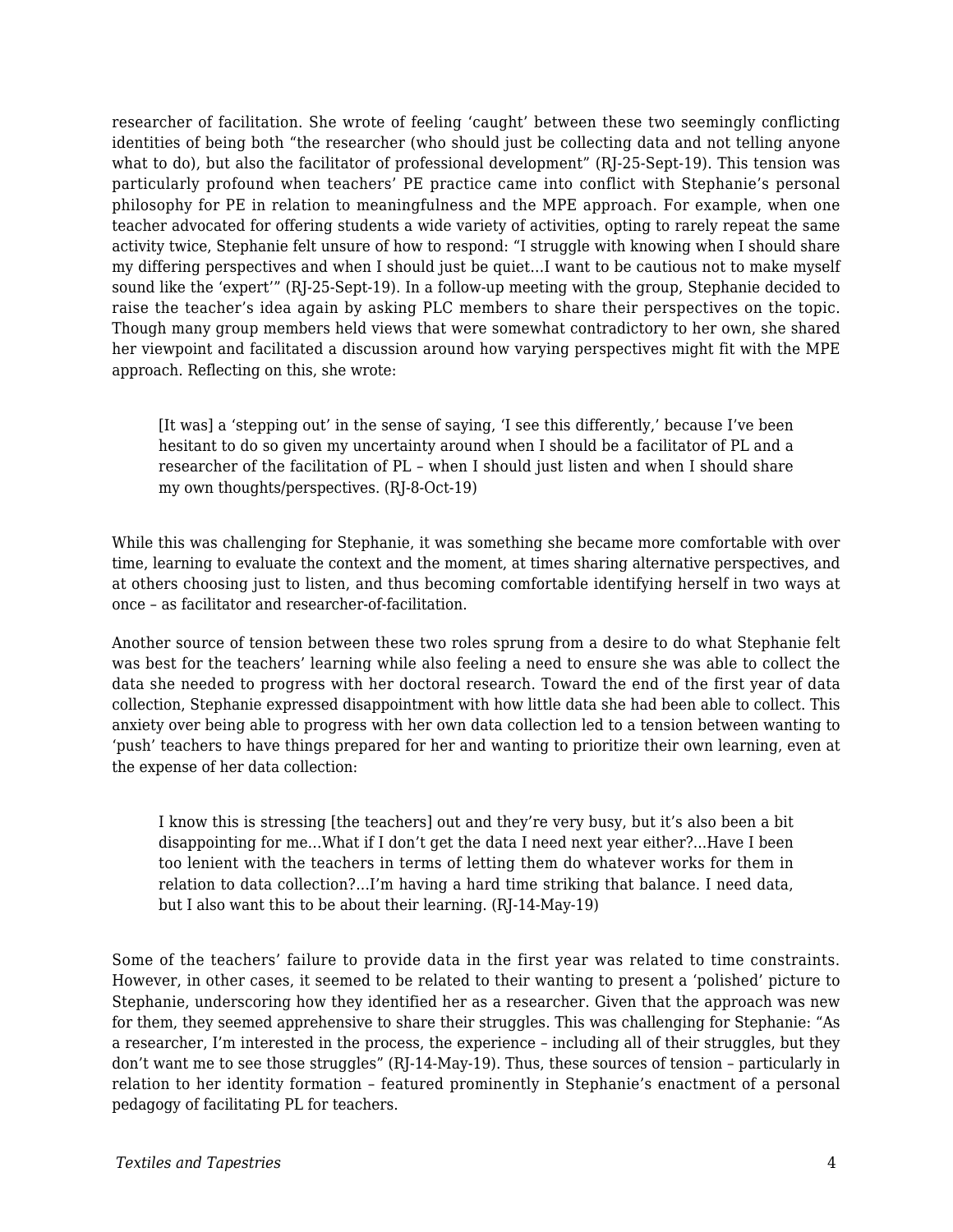researcher of facilitation. She wrote of feeling 'caught' between these two seemingly conflicting identities of being both "the researcher (who should just be collecting data and not telling anyone what to do), but also the facilitator of professional development" (RJ-25-Sept-19). This tension was particularly profound when teachers' PE practice came into conflict with Stephanie's personal philosophy for PE in relation to meaningfulness and the MPE approach. For example, when one teacher advocated for offering students a wide variety of activities, opting to rarely repeat the same activity twice, Stephanie felt unsure of how to respond: "I struggle with knowing when I should share my differing perspectives and when I should just be quiet…I want to be cautious not to make myself sound like the 'expert'" (RJ-25-Sept-19). In a follow-up meeting with the group, Stephanie decided to raise the teacher's idea again by asking PLC members to share their perspectives on the topic. Though many group members held views that were somewhat contradictory to her own, she shared her viewpoint and facilitated a discussion around how varying perspectives might fit with the MPE approach. Reflecting on this, she wrote:

> [It was] a 'stepping out' in the sense of saying, 'I see this differently,' because I've been hesitant to do so given my uncertainty around when I should be a facilitator of PL and a researcher of the facilitation of PL – when I should just listen and when I should share my own thoughts/perspectives. (RJ-8-Oct-19)

While this was challenging for Stephanie, it was something she became more comfortable with over time, learning to evaluate the context and the moment, at times sharing alternative perspectives, and at others choosing just to listen, and thus becoming comfortable identifying herself in two ways at once – as facilitator and researcher-of-facilitation.

Another source of tension between these two roles sprung from a desire to do what Stephanie felt was best for the teachers' learning while also feeling a need to ensure she was able to collect the data she needed to progress with her doctoral research. Toward the end of the first year of data collection, Stephanie expressed disappointment with how little data she had been able to collect. This anxiety over being able to progress with her own data collection led to a tension between wanting to 'push' teachers to have things prepared for her and wanting to prioritize their own learning, even at the expense of her data collection:

> I know this is stressing [the teachers] out and they're very busy, but it's also been a bit disappointing for me…What if I don't get the data I need next year either?…Have I been too lenient with the teachers in terms of letting them do whatever works for them in relation to data collection?…I'm having a hard time striking that balance. I need data, but I also want this to be about their learning. (RJ-14-May-19)

Some of the teachers' failure to provide data in the first year was related to time constraints. However, in other cases, it seemed to be related to their wanting to present a 'polished' picture to Stephanie, underscoring how they identified her as a researcher. Given that the approach was new for them, they seemed apprehensive to share their struggles. This was challenging for Stephanie: "As a researcher, I'm interested in the process, the experience – including all of their struggles, but they don't want me to see those struggles" (RJ-14-May-19). Thus, these sources of tension – particularly in relation to her identity formation – featured prominently in Stephanie's enactment of a personal pedagogy of facilitating PL for teachers.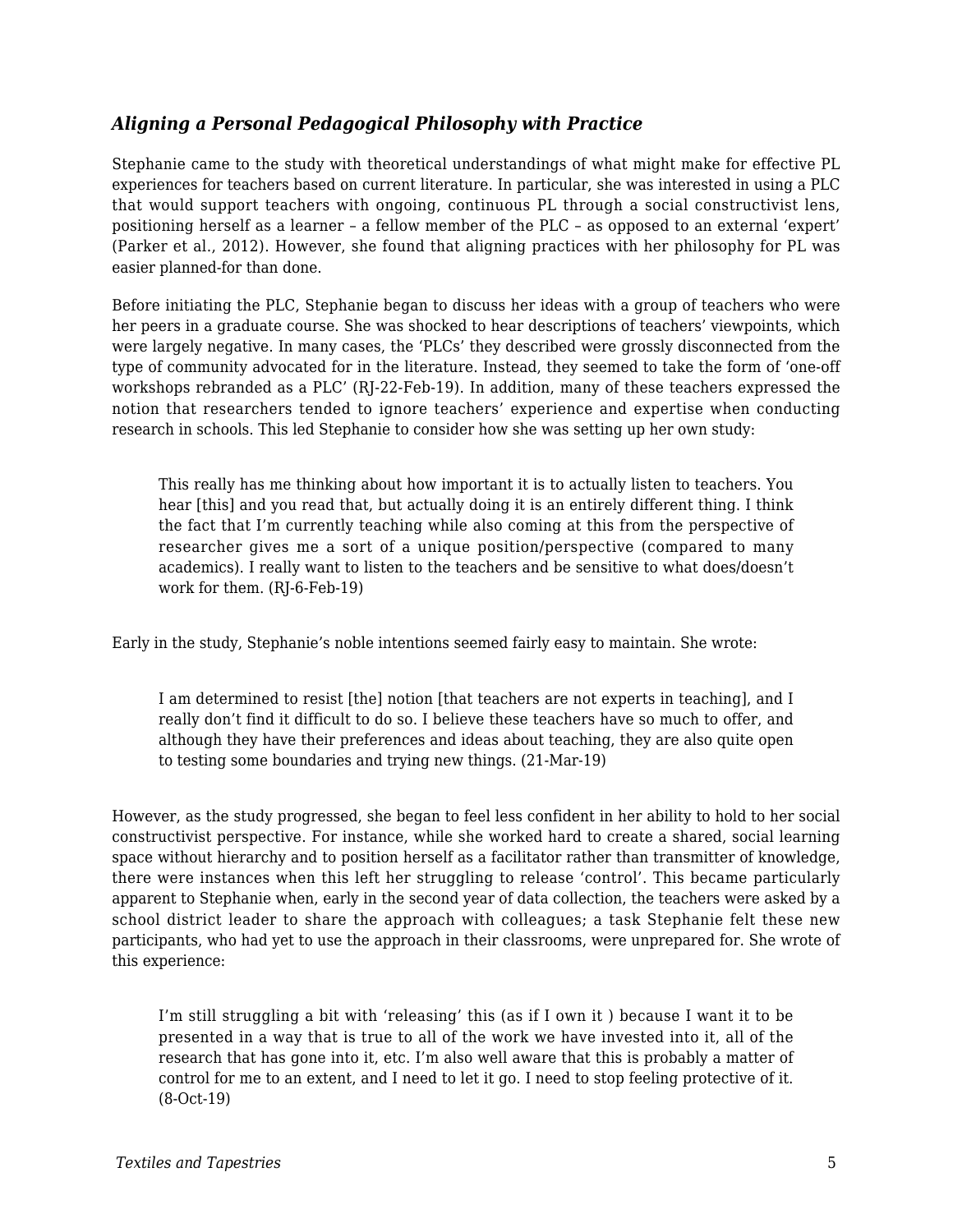### *Aligning a Personal Pedagogical Philosophy with Practice*

Stephanie came to the study with theoretical understandings of what might make for effective PL experiences for teachers based on current literature. In particular, she was interested in using a PLC that would support teachers with ongoing, continuous PL through a social constructivist lens, positioning herself as a learner – a fellow member of the PLC – as opposed to an external 'expert' (Parker et al., 2012). However, she found that aligning practices with her philosophy for PL was easier planned-for than done.

Before initiating the PLC, Stephanie began to discuss her ideas with a group of teachers who were her peers in a graduate course. She was shocked to hear descriptions of teachers' viewpoints, which were largely negative. In many cases, the 'PLCs' they described were grossly disconnected from the type of community advocated for in the literature. Instead, they seemed to take the form of 'one-off workshops rebranded as a PLC' (RJ-22-Feb-19). In addition, many of these teachers expressed the notion that researchers tended to ignore teachers' experience and expertise when conducting research in schools. This led Stephanie to consider how she was setting up her own study:

> This really has me thinking about how important it is to actually listen to teachers. You hear [this] and you read that, but actually doing it is an entirely different thing. I think the fact that I'm currently teaching while also coming at this from the perspective of researcher gives me a sort of a unique position/perspective (compared to many academics). I really want to listen to the teachers and be sensitive to what does/doesn't work for them. (RJ-6-Feb-19)

Early in the study, Stephanie's noble intentions seemed fairly easy to maintain. She wrote:

> I am determined to resist [the] notion [that teachers are not experts in teaching], and I really don't find it difficult to do so. I believe these teachers have so much to offer, and although they have their preferences and ideas about teaching, they are also quite open to testing some boundaries and trying new things. (21-Mar-19)

However, as the study progressed, she began to feel less confident in her ability to hold to her social constructivist perspective. For instance, while she worked hard to create a shared, social learning space without hierarchy and to position herself as a facilitator rather than transmitter of knowledge, there were instances when this left her struggling to release 'control'. This became particularly apparent to Stephanie when, early in the second year of data collection, the teachers were asked by a school district leader to share the approach with colleagues; a task Stephanie felt these new participants, who had yet to use the approach in their classrooms, were unprepared for. She wrote of this experience:

> I'm still struggling a bit with 'releasing' this (as if I own it ) because I want it to be presented in a way that is true to all of the work we have invested into it, all of the research that has gone into it, etc. I'm also well aware that this is probably a matter of control for me to an extent, and I need to let it go. I need to stop feeling protective of it. (8-Oct-19)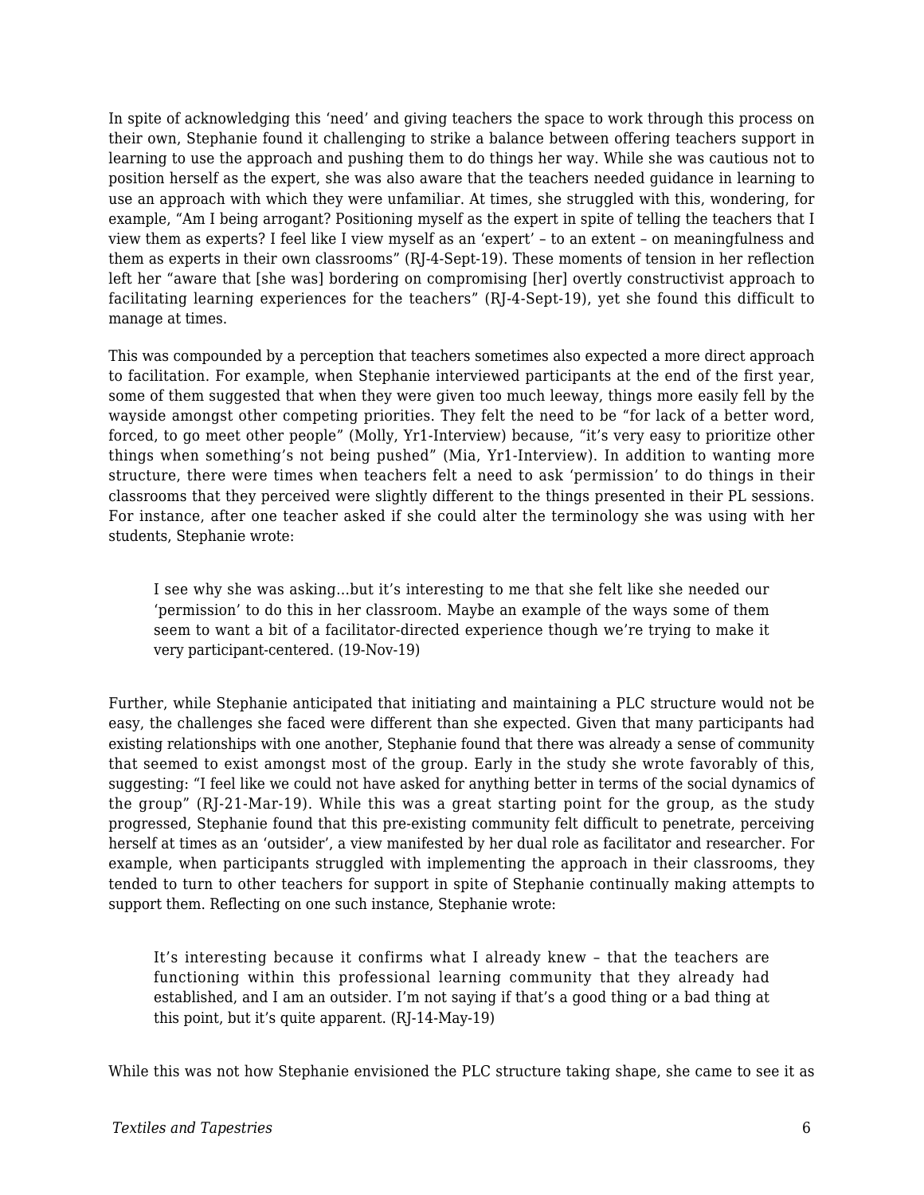In spite of acknowledging this 'need' and giving teachers the space to work through this process on their own, Stephanie found it challenging to strike a balance between offering teachers support in learning to use the approach and pushing them to do things her way. While she was cautious not to position herself as the expert, she was also aware that the teachers needed guidance in learning to use an approach with which they were unfamiliar. At times, she struggled with this, wondering, for example, "Am I being arrogant? Positioning myself as the expert in spite of telling the teachers that I view them as experts? I feel like I view myself as an 'expert' – to an extent – on meaningfulness and them as experts in their own classrooms" (RJ-4-Sept-19). These moments of tension in her reflection left her "aware that [she was] bordering on compromising [her] overtly constructivist approach to facilitating learning experiences for the teachers" (RJ-4-Sept-19), yet she found this difficult to manage at times.

This was compounded by a perception that teachers sometimes also expected a more direct approach to facilitation. For example, when Stephanie interviewed participants at the end of the first year, some of them suggested that when they were given too much leeway, things more easily fell by the wayside amongst other competing priorities. They felt the need to be "for lack of a better word, forced, to go meet other people" (Molly, Yr1-Interview) because, "it's very easy to prioritize other things when something's not being pushed" (Mia, Yr1-Interview). In addition to wanting more structure, there were times when teachers felt a need to ask 'permission' to do things in their classrooms that they perceived were slightly different to the things presented in their PL sessions. For instance, after one teacher asked if she could alter the terminology she was using with her students, Stephanie wrote:

> I see why she was asking…but it's interesting to me that she felt like she needed our 'permission' to do this in her classroom. Maybe an example of the ways some of them seem to want a bit of a facilitator-directed experience though we're trying to make it very participant-centered. (19-Nov-19)

Further, while Stephanie anticipated that initiating and maintaining a PLC structure would not be easy, the challenges she faced were different than she expected. Given that many participants had existing relationships with one another, Stephanie found that there was already a sense of community that seemed to exist amongst most of the group. Early in the study she wrote favorably of this, suggesting: "I feel like we could not have asked for anything better in terms of the social dynamics of the group" (RJ-21-Mar-19). While this was a great starting point for the group, as the study progressed, Stephanie found that this pre-existing community felt difficult to penetrate, perceiving herself at times as an 'outsider', a view manifested by her dual role as facilitator and researcher. For example, when participants struggled with implementing the approach in their classrooms, they tended to turn to other teachers for support in spite of Stephanie continually making attempts to support them. Reflecting on one such instance, Stephanie wrote:

> It's interesting because it confirms what I already knew – that the teachers are functioning within this professional learning community that they already had established, and I am an outsider. I'm not saying if that's a good thing or a bad thing at this point, but it's quite apparent. (RJ-14-May-19)

While this was not how Stephanie envisioned the PLC structure taking shape, she came to see it as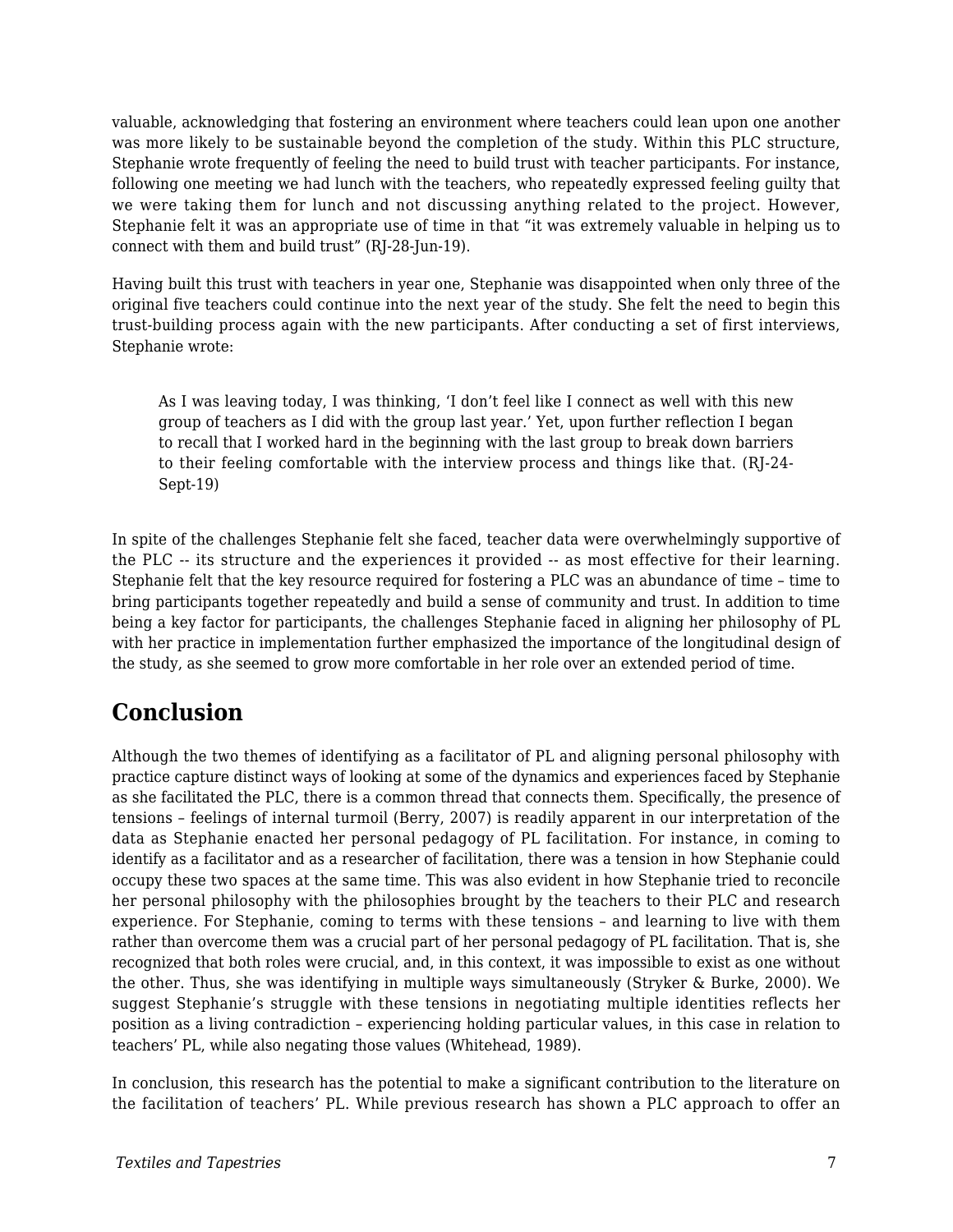valuable, acknowledging that fostering an environment where teachers could lean upon one another was more likely to be sustainable beyond the completion of the study. Within this PLC structure, Stephanie wrote frequently of feeling the need to build trust with teacher participants. For instance, following one meeting we had lunch with the teachers, who repeatedly expressed feeling guilty that we were taking them for lunch and not discussing anything related to the project. However, Stephanie felt it was an appropriate use of time in that "it was extremely valuable in helping us to connect with them and build trust" (RJ-28-Jun-19).

Having built this trust with teachers in year one, Stephanie was disappointed when only three of the original five teachers could continue into the next year of the study. She felt the need to begin this trust-building process again with the new participants. After conducting a set of first interviews, Stephanie wrote:

> As I was leaving today, I was thinking, 'I don't feel like I connect as well with this new group of teachers as I did with the group last year.' Yet, upon further reflection I began to recall that I worked hard in the beginning with the last group to break down barriers to their feeling comfortable with the interview process and things like that. (RJ-24-Sept-19)

In spite of the challenges Stephanie felt she faced, teacher data were overwhelmingly supportive of the PLC -- its structure and the experiences it provided -- as most effective for their learning. Stephanie felt that the key resource required for fostering a PLC was an abundance of time – time to bring participants together repeatedly and build a sense of community and trust. In addition to time being a key factor for participants, the challenges Stephanie faced in aligning her philosophy of PL with her practice in implementation further emphasized the importance of the longitudinal design of the study, as she seemed to grow more comfortable in her role over an extended period of time.

## Conclusion

Although the two themes of identifying as a facilitator of PL and aligning personal philosophy with practice capture distinct ways of looking at some of the dynamics and experiences faced by Stephanie as she facilitated the PLC, there is a common thread that connects them. Specifically, the presence of tensions – feelings of internal turmoil (Berry, 2007) is readily apparent in our interpretation of the data as Stephanie enacted her personal pedagogy of PL facilitation. For instance, in coming to identify as a facilitator and as a researcher of facilitation, there was a tension in how Stephanie could occupy these two spaces at the same time. This was also evident in how Stephanie tried to reconcile her personal philosophy with the philosophies brought by the teachers to their PLC and research experience. For Stephanie, coming to terms with these tensions – and learning to live with them rather than overcome them was a crucial part of her personal pedagogy of PL facilitation. That is, she recognized that both roles were crucial, and, in this context, it was impossible to exist as one without the other. Thus, she was identifying in multiple ways simultaneously (Stryker & Burke, 2000). We suggest Stephanie's struggle with these tensions in negotiating multiple identities reflects her position as a living contradiction – experiencing holding particular values, in this case in relation to teachers' PL, while also negating those values (Whitehead, 1989).

In conclusion, this research has the potential to make a significant contribution to the literature on the facilitation of teachers' PL. While previous research has shown a PLC approach to offer an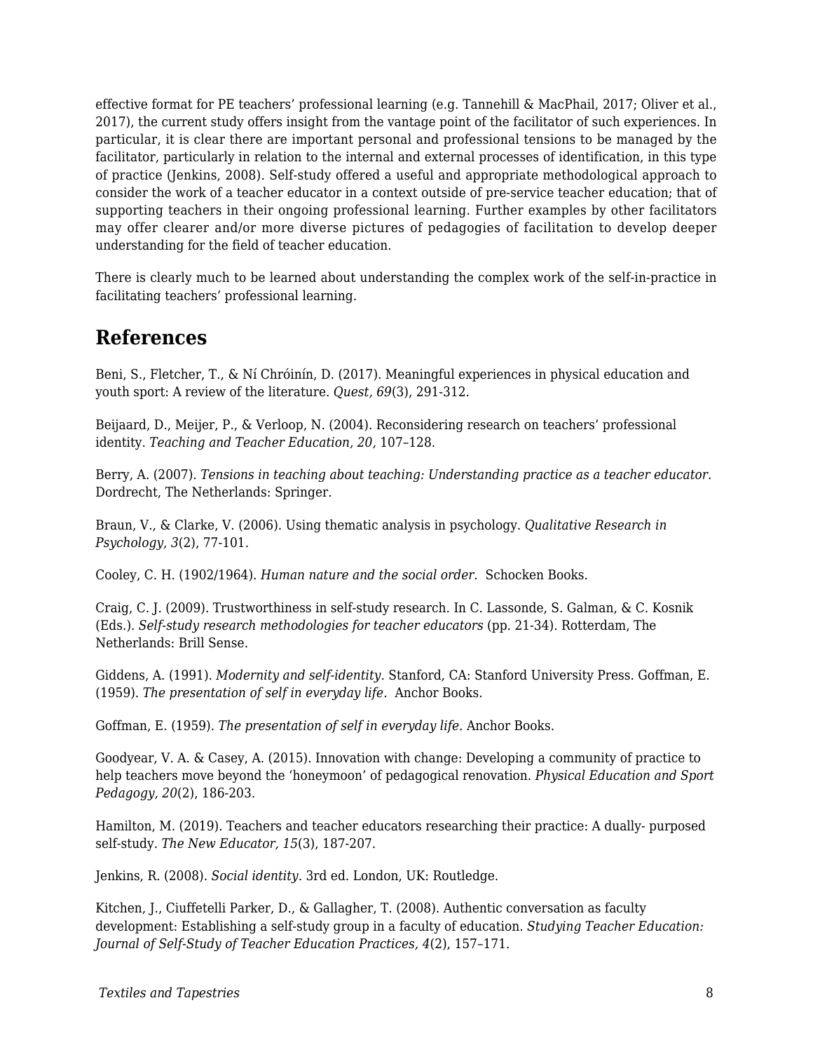effective format for PE teachers' professional learning (e.g. Tannehill & MacPhail, 2017; Oliver et al., 2017), the current study offers insight from the vantage point of the facilitator of such experiences. In particular, it is clear there are important personal and professional tensions to be managed by the facilitator, particularly in relation to the internal and external processes of identification, in this type of practice (Jenkins, 2008). Self-study offered a useful and appropriate methodological approach to consider the work of a teacher educator in a context outside of pre-service teacher education; that of supporting teachers in their ongoing professional learning. Further examples by other facilitators may offer clearer and/or more diverse pictures of pedagogies of facilitation to develop deeper understanding for the field of teacher education.

There is clearly much to be learned about understanding the complex work of the self-in-practice in facilitating teachers' professional learning.

## References

Beni, S., Fletcher, T., & Ní Chróinín, D. (2017). Meaningful experiences in physical education and youth sport: A review of the literature. *Quest, 69*(3), 291-312.

Beijaard, D., Meijer, P., & Verloop, N. (2004). Reconsidering research on teachers' professional identity. *Teaching and Teacher Education, 20,* 107–128.

Berry, A. (2007). *Tensions in teaching about teaching: Understanding practice as a teacher educator*. Dordrecht, The Netherlands: Springer.

Braun, V., & Clarke, V. (2006). Using thematic analysis in psychology. *Qualitative Research in Psychology, 3*(2), 77-101.

Cooley, C. H. (1902/1964). *Human nature and the social order.* Schocken Books.

Craig, C. J. (2009). Trustworthiness in self-study research. In C. Lassonde, S. Galman, & C. Kosnik (Eds.). *Self-study research methodologies for teacher educators* (pp. 21-34). Rotterdam, The Netherlands: Brill Sense.

Giddens, A. (1991). *Modernity and self-identity.* Stanford, CA: Stanford University Press. Goffman, E. (1959). *The presentation of self in everyday life.* Anchor Books.

Goffman, E. (1959). *The presentation of self in everyday life.* Anchor Books.

Goodyear, V. A. & Casey, A. (2015). Innovation with change: Developing a community of practice to help teachers move beyond the 'honeymoon' of pedagogical renovation. *Physical Education and Sport Pedagogy, 20*(2), 186-203.

Hamilton, M. (2019). Teachers and teacher educators researching their practice: A dually- purposed self-study. *The New Educator, 15*(3), 187-207.

Jenkins, R. (2008). *Social identity.* 3rd ed. London, UK: Routledge.

Kitchen, J., Ciuffetelli Parker, D., & Gallagher, T. (2008). Authentic conversation as faculty development: Establishing a self-study group in a faculty of education. *Studying Teacher Education: Journal of Self-Study of Teacher Education Practices, 4*(2), 157–171.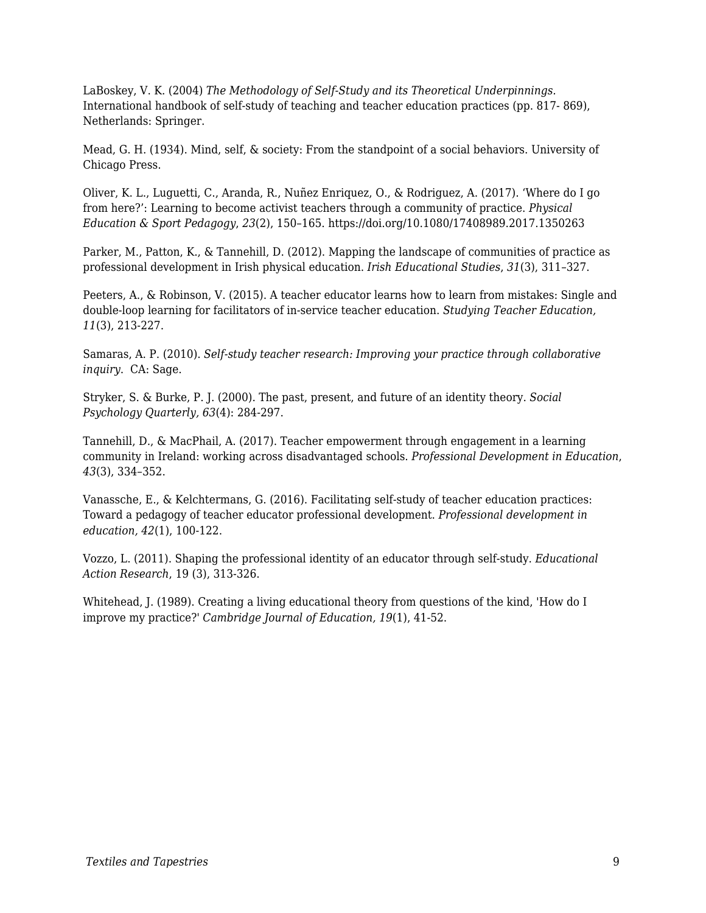LaBoskey, V. K. (2004) *The Methodology of Self-Study and its Theoretical Underpinnings.* International handbook of self-study of teaching and teacher education practices (pp. 817- 869), Netherlands: Springer.

Mead, G. H. (1934). Mind, self, & society: From the standpoint of a social behaviors. University of Chicago Press.

Oliver, K. L., Luguetti, C., Aranda, R., Nuñez Enriquez, O., & Rodriguez, A. (2017). 'Where do I go from here?': Learning to become activist teachers through a community of practice. *Physical Education & Sport Pedagogy*, *23*(2), 150–165. https://doi.org/10.1080/17408989.2017.1350263

Parker, M., Patton, K., & Tannehill, D. (2012). Mapping the landscape of communities of practice as professional development in Irish physical education. *Irish Educational Studies*, *31*(3), 311–327.

Peeters, A., & Robinson, V. (2015). A teacher educator learns how to learn from mistakes: Single and double-loop learning for facilitators of in-service teacher education. *Studying Teacher Education, 11*(3), 213-227.

Samaras, A. P. (2010). *Self-study teacher research: Improving your practice through collaborative inquiry*. CA: Sage.

Stryker, S. & Burke, P. J. (2000). The past, present, and future of an identity theory. *Social Psychology Quarterly, 63*(4): 284-297.

Tannehill, D., & MacPhail, A. (2017). Teacher empowerment through engagement in a learning community in Ireland: working across disadvantaged schools. *Professional Development in Education*, *43*(3), 334–352.

Vanassche, E., & Kelchtermans, G. (2016). Facilitating self-study of teacher education practices: Toward a pedagogy of teacher educator professional development. *Professional development in education, 42*(1), 100-122.

Vozzo, L. (2011). Shaping the professional identity of an educator through self-study. *Educational Action Research*, 19 (3), 313-326.

Whitehead, J. (1989). Creating a living educational theory from questions of the kind, 'How do I improve my practice?' *Cambridge Journal of Education, 19*(1), 41-52.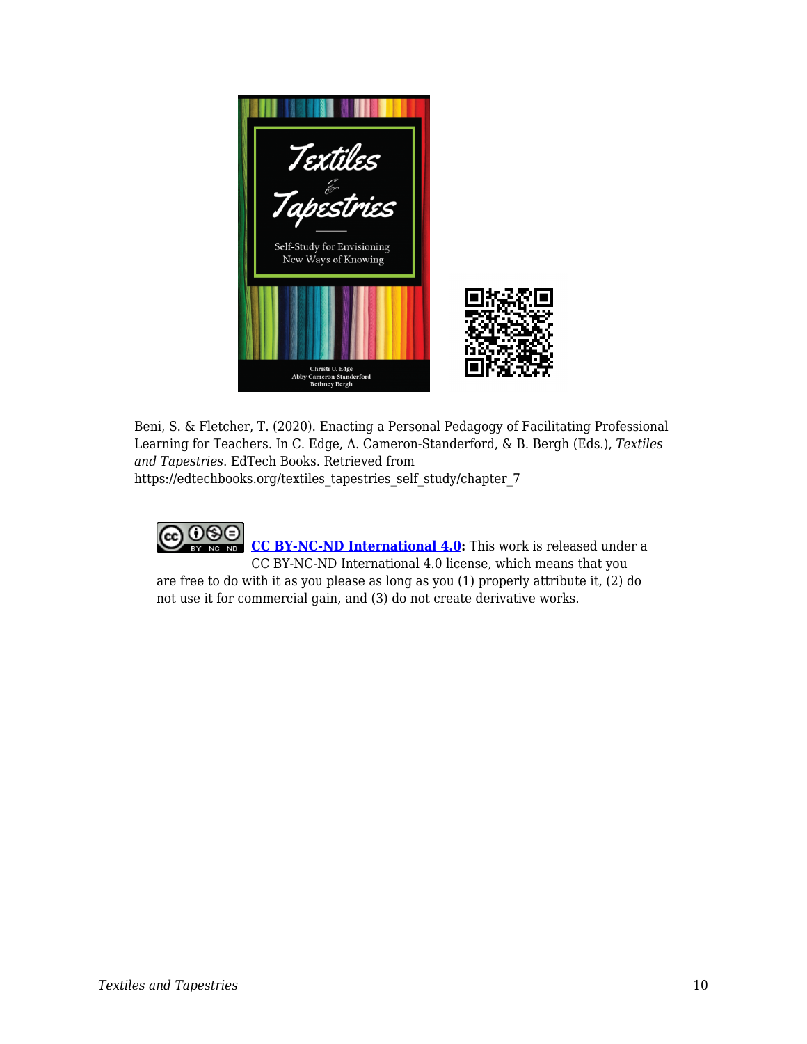Beni, S. & Fletcher, T. (2020). Enacting a Personal Pedagogy of Facilitating Professional Learning for Teachers. In C. Edge, A. Cameron-Standerford, & B. Bergh (Eds.), *Textiles and Tapestries*. EdTech Books. Retrieved from https://edtechbooks.org/textiles_tapestries_self_study/chapter_7

**CC BY-NC-ND International 4.0:** This work is released under a CC BY-NC-ND International 4.0 license, which means that you are free to do with it as you please as long as you (1) properly attribute it, (2) do not use it for commercial gain, and (3) do not create derivative works.